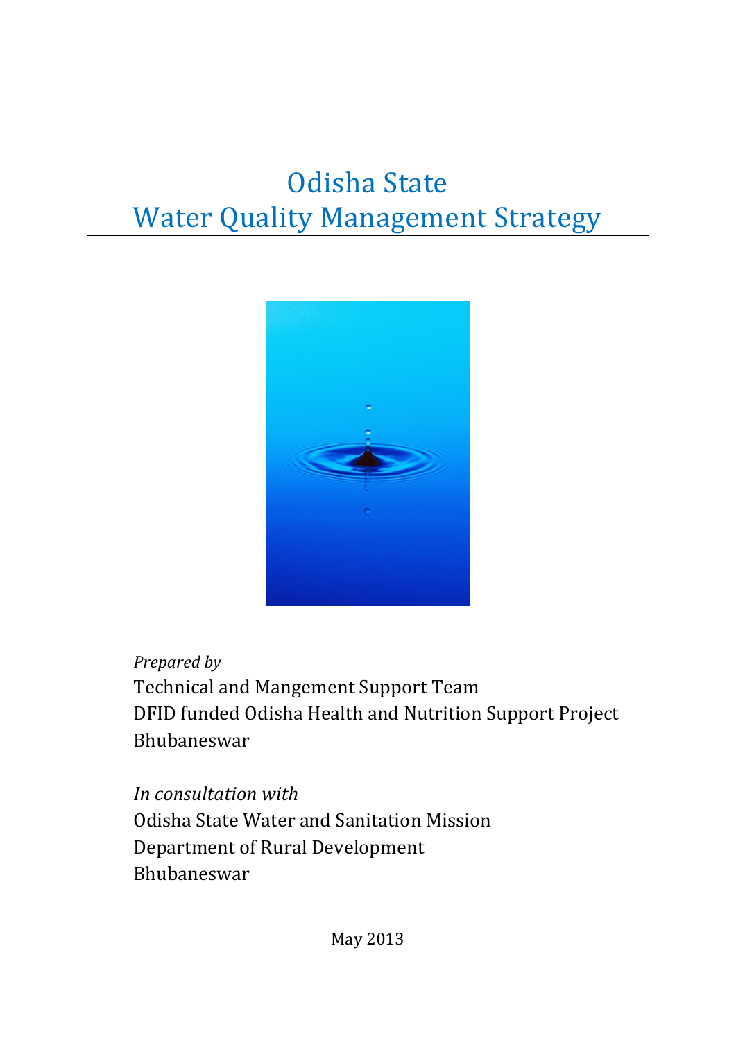# Odisha State
# Water Quality Management Strategy

*Prepared by*

Technical and Mangement Support Team

DFID funded Odisha Health and Nutrition Support Project

Bhubaneswar

*In consultation with*

Odisha State Water and Sanitation Mission

Department of Rural Development

Bhubaneswar

May 2013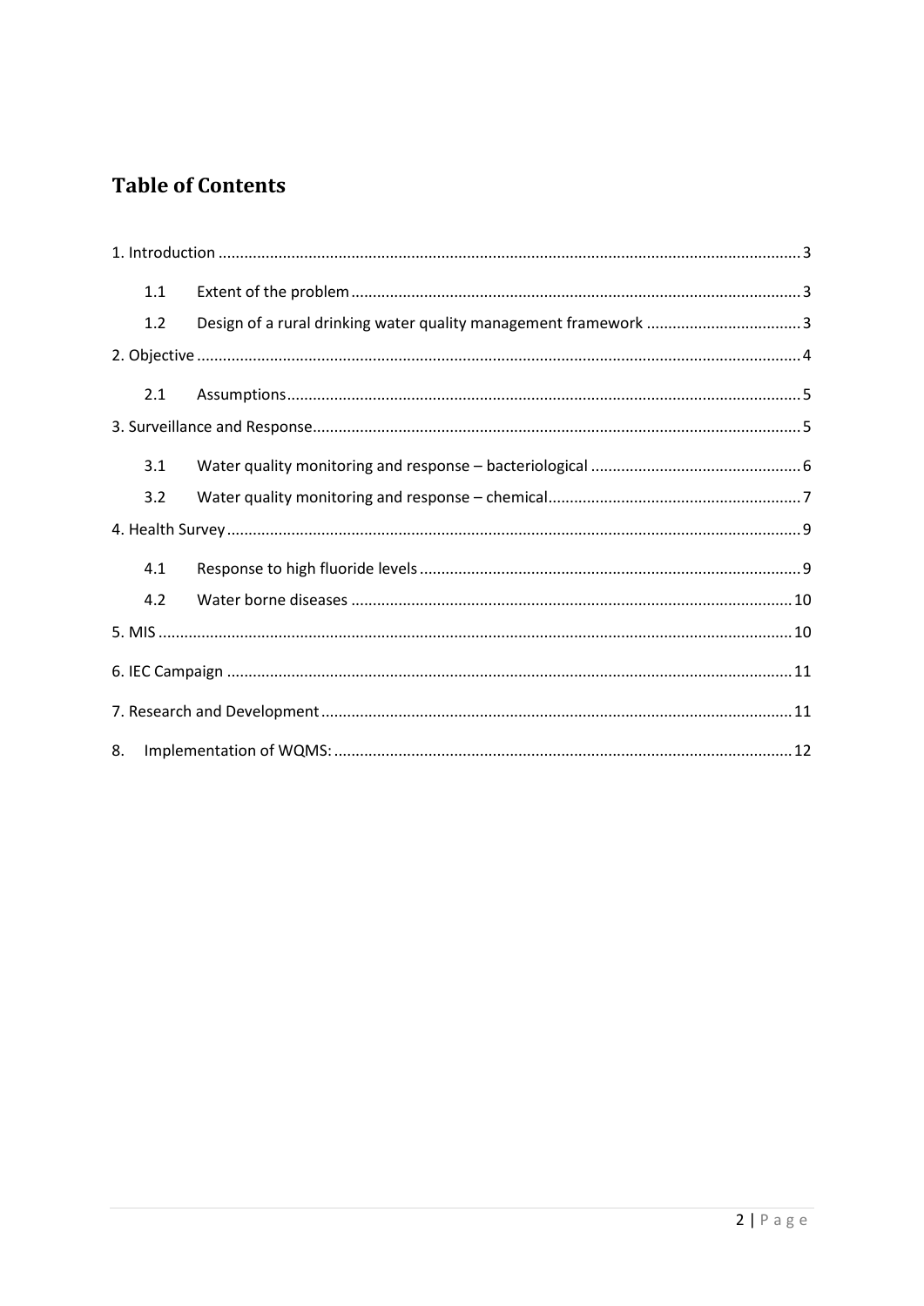# Table of Contents

1. Introduction ........ 3
    - 1.1 Extent of the problem ........ 3
    - 1.2 Design of a rural drinking water quality management framework ........ 3
2. Objective ........ 4
    - 2.1 Assumptions ........ 5
3. Surveillance and Response ........ 5
    - 3.1 Water quality monitoring and response – bacteriological ........ 6
    - 3.2 Water quality monitoring and response – chemical ........ 7
4. Health Survey ........ 9
    - 4.1 Response to high fluoride levels ........ 9
    - 4.2 Water borne diseases ........ 10
5. MIS ........ 10
6. IEC Campaign ........ 11
7. Research and Development ........ 11
8. Implementation of WQMS: ........ 12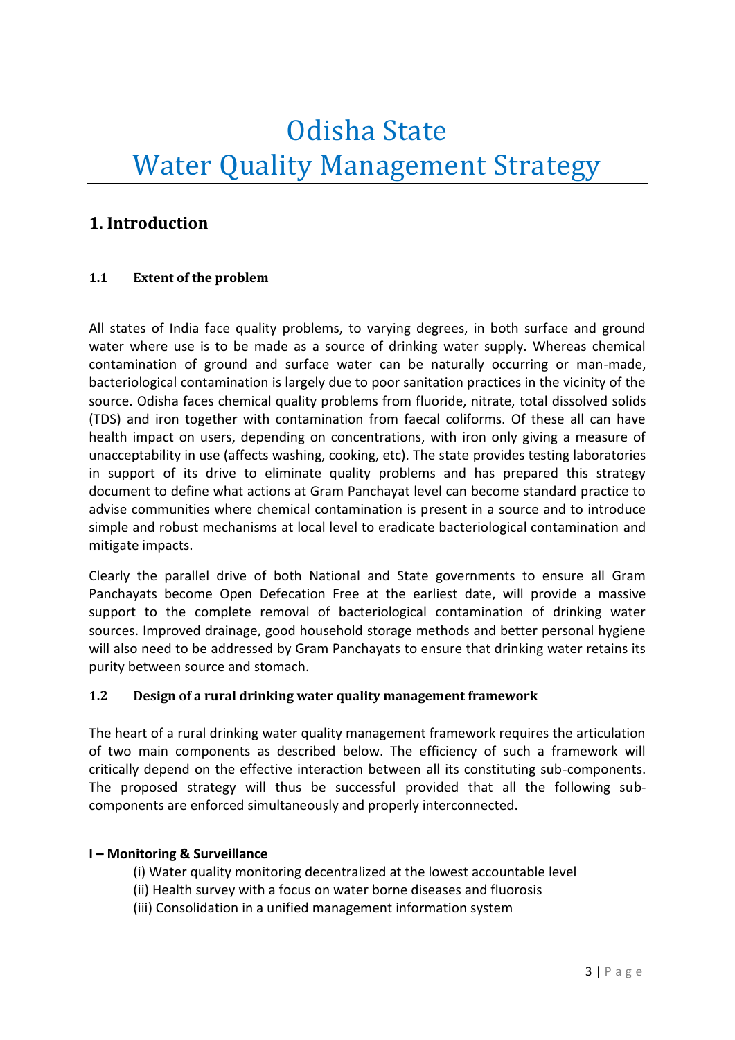# Odisha State Water Quality Management Strategy

## 1. Introduction

### 1.1 Extent of the problem

All states of India face quality problems, to varying degrees, in both surface and ground water where use is to be made as a source of drinking water supply. Whereas chemical contamination of ground and surface water can be naturally occurring or man-made, bacteriological contamination is largely due to poor sanitation practices in the vicinity of the source. Odisha faces chemical quality problems from fluoride, nitrate, total dissolved solids (TDS) and iron together with contamination from faecal coliforms. Of these all can have health impact on users, depending on concentrations, with iron only giving a measure of unacceptability in use (affects washing, cooking, etc). The state provides testing laboratories in support of its drive to eliminate quality problems and has prepared this strategy document to define what actions at Gram Panchayat level can become standard practice to advise communities where chemical contamination is present in a source and to introduce simple and robust mechanisms at local level to eradicate bacteriological contamination and mitigate impacts.

Clearly the parallel drive of both National and State governments to ensure all Gram Panchayats become Open Defecation Free at the earliest date, will provide a massive support to the complete removal of bacteriological contamination of drinking water sources. Improved drainage, good household storage methods and better personal hygiene will also need to be addressed by Gram Panchayats to ensure that drinking water retains its purity between source and stomach.

### 1.2 Design of a rural drinking water quality management framework

The heart of a rural drinking water quality management framework requires the articulation of two main components as described below. The efficiency of such a framework will critically depend on the effective interaction between all its constituting sub-components. The proposed strategy will thus be successful provided that all the following sub-components are enforced simultaneously and properly interconnected.

**I – Monitoring & Surveillance**

- (i) Water quality monitoring decentralized at the lowest accountable level
- (ii) Health survey with a focus on water borne diseases and fluorosis
- (iii) Consolidation in a unified management information system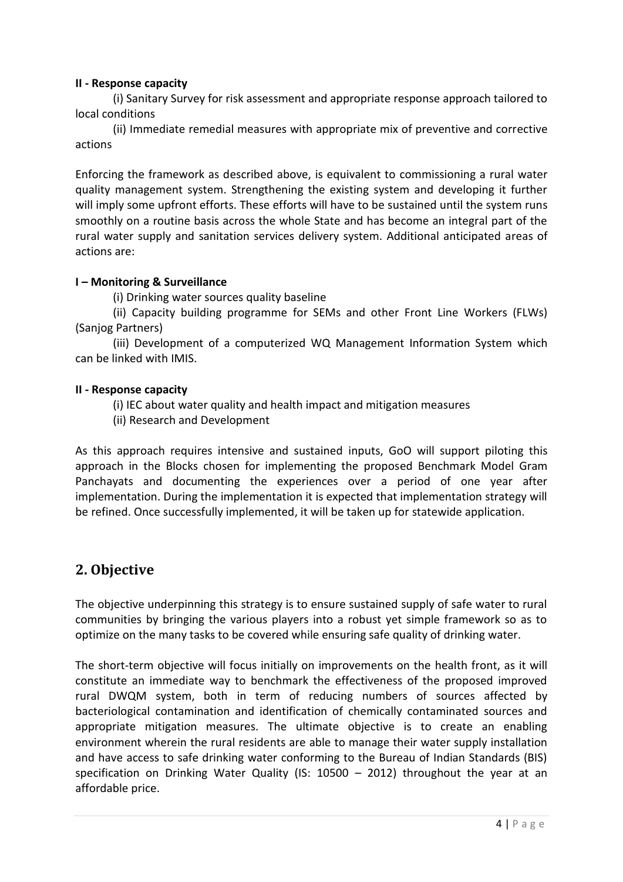**II - Response capacity**

(i) Sanitary Survey for risk assessment and appropriate response approach tailored to local conditions

(ii) Immediate remedial measures with appropriate mix of preventive and corrective actions

Enforcing the framework as described above, is equivalent to commissioning a rural water quality management system. Strengthening the existing system and developing it further will imply some upfront efforts. These efforts will have to be sustained until the system runs smoothly on a routine basis across the whole State and has become an integral part of the rural water supply and sanitation services delivery system. Additional anticipated areas of actions are:

**I – Monitoring & Surveillance**

(i) Drinking water sources quality baseline

(ii) Capacity building programme for SEMs and other Front Line Workers (FLWs) (Sanjog Partners)

(iii) Development of a computerized WQ Management Information System which can be linked with IMIS.

**II - Response capacity**

(i) IEC about water quality and health impact and mitigation measures

(ii) Research and Development

As this approach requires intensive and sustained inputs, GoO will support piloting this approach in the Blocks chosen for implementing the proposed Benchmark Model Gram Panchayats and documenting the experiences over a period of one year after implementation. During the implementation it is expected that implementation strategy will be refined. Once successfully implemented, it will be taken up for statewide application.

## 2. Objective

The objective underpinning this strategy is to ensure sustained supply of safe water to rural communities by bringing the various players into a robust yet simple framework so as to optimize on the many tasks to be covered while ensuring safe quality of drinking water.

The short-term objective will focus initially on improvements on the health front, as it will constitute an immediate way to benchmark the effectiveness of the proposed improved rural DWQM system, both in term of reducing numbers of sources affected by bacteriological contamination and identification of chemically contaminated sources and appropriate mitigation measures. The ultimate objective is to create an enabling environment wherein the rural residents are able to manage their water supply installation and have access to safe drinking water conforming to the Bureau of Indian Standards (BIS) specification on Drinking Water Quality (IS: 10500 – 2012) throughout the year at an affordable price.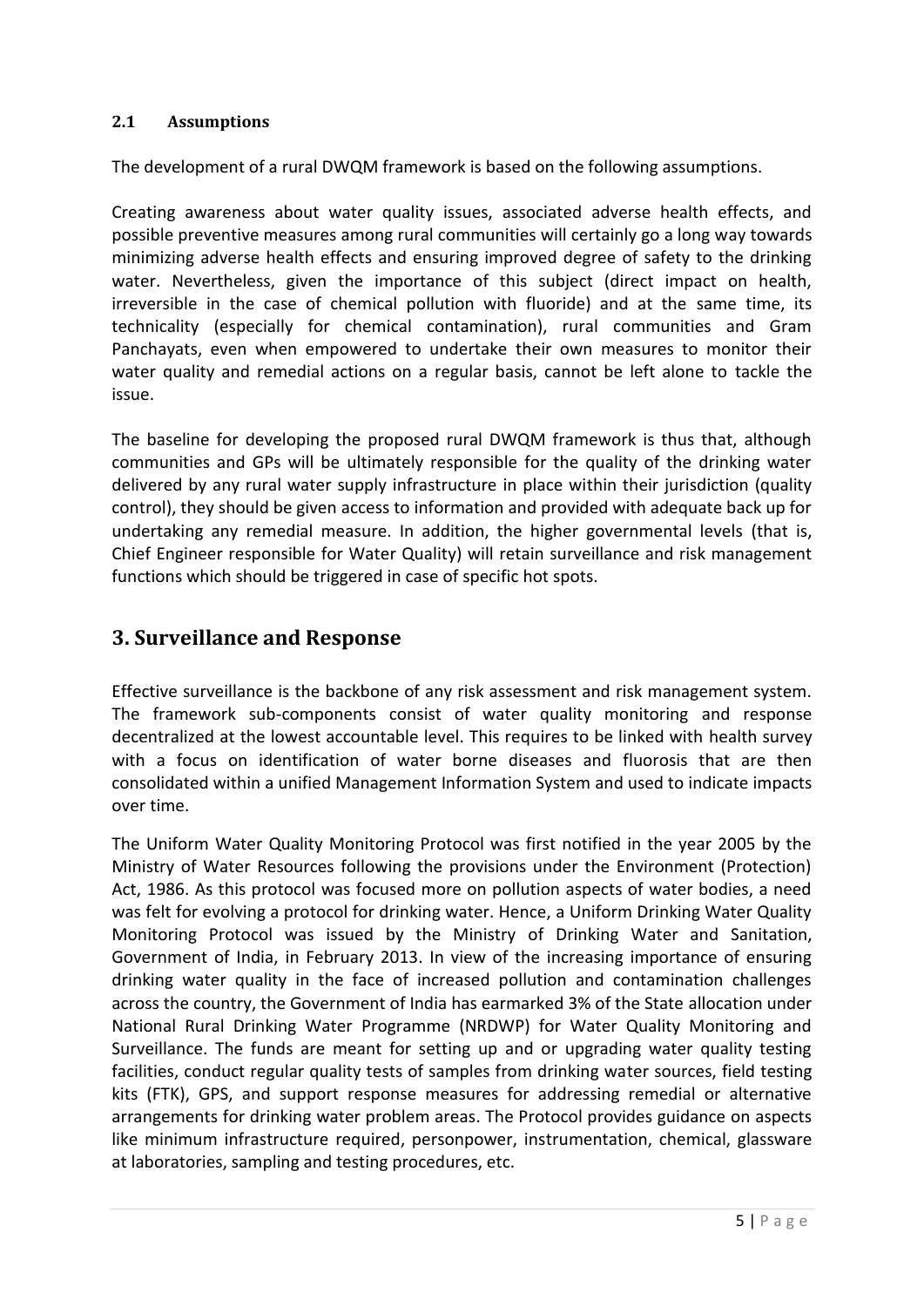### 2.1 Assumptions

The development of a rural DWQM framework is based on the following assumptions.

Creating awareness about water quality issues, associated adverse health effects, and possible preventive measures among rural communities will certainly go a long way towards minimizing adverse health effects and ensuring improved degree of safety to the drinking water. Nevertheless, given the importance of this subject (direct impact on health, irreversible in the case of chemical pollution with fluoride) and at the same time, its technicality (especially for chemical contamination), rural communities and Gram Panchayats, even when empowered to undertake their own measures to monitor their water quality and remedial actions on a regular basis, cannot be left alone to tackle the issue.

The baseline for developing the proposed rural DWQM framework is thus that, although communities and GPs will be ultimately responsible for the quality of the drinking water delivered by any rural water supply infrastructure in place within their jurisdiction (quality control), they should be given access to information and provided with adequate back up for undertaking any remedial measure. In addition, the higher governmental levels (that is, Chief Engineer responsible for Water Quality) will retain surveillance and risk management functions which should be triggered in case of specific hot spots.

## 3. Surveillance and Response

Effective surveillance is the backbone of any risk assessment and risk management system. The framework sub-components consist of water quality monitoring and response decentralized at the lowest accountable level. This requires to be linked with health survey with a focus on identification of water borne diseases and fluorosis that are then consolidated within a unified Management Information System and used to indicate impacts over time.

The Uniform Water Quality Monitoring Protocol was first notified in the year 2005 by the Ministry of Water Resources following the provisions under the Environment (Protection) Act, 1986. As this protocol was focused more on pollution aspects of water bodies, a need was felt for evolving a protocol for drinking water. Hence, a Uniform Drinking Water Quality Monitoring Protocol was issued by the Ministry of Drinking Water and Sanitation, Government of India, in February 2013. In view of the increasing importance of ensuring drinking water quality in the face of increased pollution and contamination challenges across the country, the Government of India has earmarked 3% of the State allocation under National Rural Drinking Water Programme (NRDWP) for Water Quality Monitoring and Surveillance. The funds are meant for setting up and or upgrading water quality testing facilities, conduct regular quality tests of samples from drinking water sources, field testing kits (FTK), GPS, and support response measures for addressing remedial or alternative arrangements for drinking water problem areas. The Protocol provides guidance on aspects like minimum infrastructure required, personpower, instrumentation, chemical, glassware at laboratories, sampling and testing procedures, etc.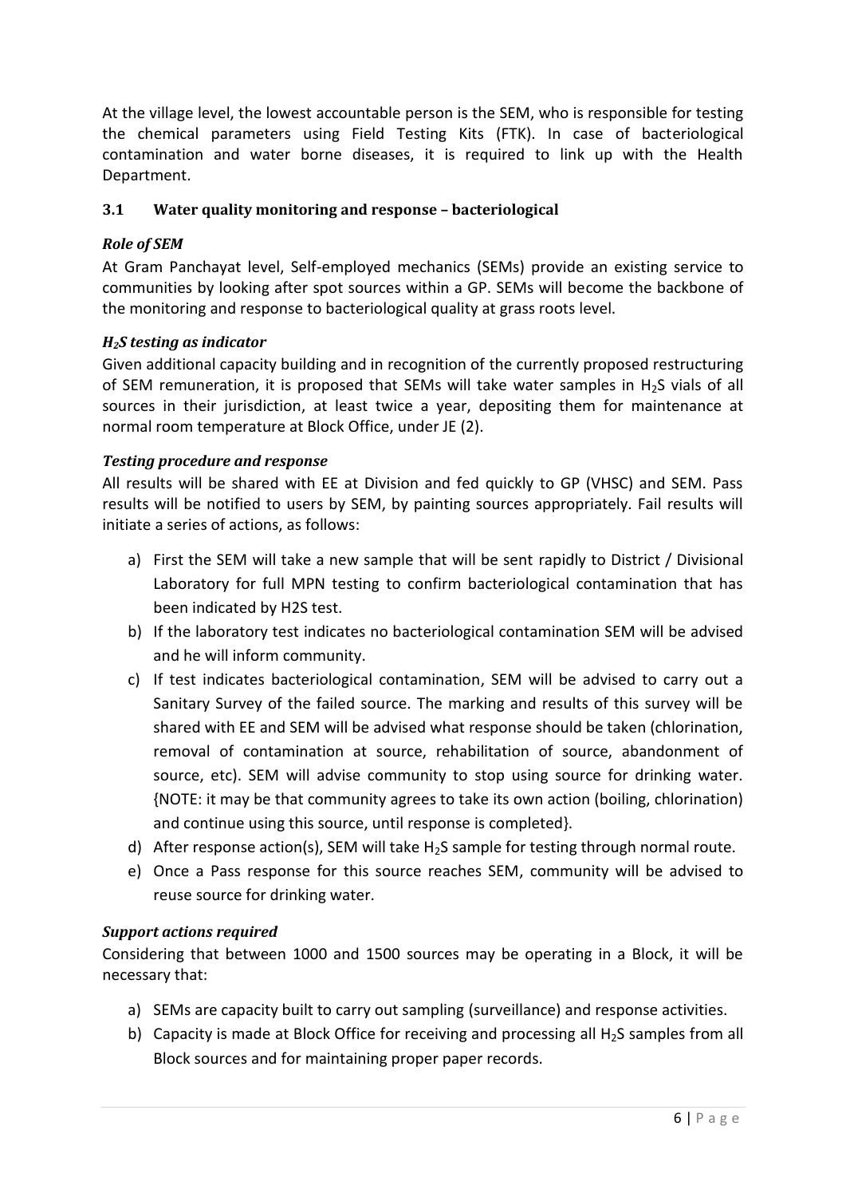At the village level, the lowest accountable person is the SEM, who is responsible for testing the chemical parameters using Field Testing Kits (FTK). In case of bacteriological contamination and water borne diseases, it is required to link up with the Health Department.

### 3.1 Water quality monitoring and response – bacteriological

***Role of SEM***

At Gram Panchayat level, Self-employed mechanics (SEMs) provide an existing service to communities by looking after spot sources within a GP. SEMs will become the backbone of the monitoring and response to bacteriological quality at grass roots level.

***$H_2S$ testing as indicator***

Given additional capacity building and in recognition of the currently proposed restructuring of SEM remuneration, it is proposed that SEMs will take water samples in $H_2S$ vials of all sources in their jurisdiction, at least twice a year, depositing them for maintenance at normal room temperature at Block Office, under JE (2).

***Testing procedure and response***

All results will be shared with EE at Division and fed quickly to GP (VHSC) and SEM. Pass results will be notified to users by SEM, by painting sources appropriately. Fail results will initiate a series of actions, as follows:

a) First the SEM will take a new sample that will be sent rapidly to District / Divisional Laboratory for full MPN testing to confirm bacteriological contamination that has been indicated by H2S test.
b) If the laboratory test indicates no bacteriological contamination SEM will be advised and he will inform community.
c) If test indicates bacteriological contamination, SEM will be advised to carry out a Sanitary Survey of the failed source. The marking and results of this survey will be shared with EE and SEM will be advised what response should be taken (chlorination, removal of contamination at source, rehabilitation of source, abandonment of source, etc). SEM will advise community to stop using source for drinking water. {NOTE: it may be that community agrees to take its own action (boiling, chlorination) and continue using this source, until response is completed}.
d) After response action(s), SEM will take $H_2S$ sample for testing through normal route.
e) Once a Pass response for this source reaches SEM, community will be advised to reuse source for drinking water.

***Support actions required***

Considering that between 1000 and 1500 sources may be operating in a Block, it will be necessary that:

a) SEMs are capacity built to carry out sampling (surveillance) and response activities.
b) Capacity is made at Block Office for receiving and processing all $H_2S$ samples from all Block sources and for maintaining proper paper records.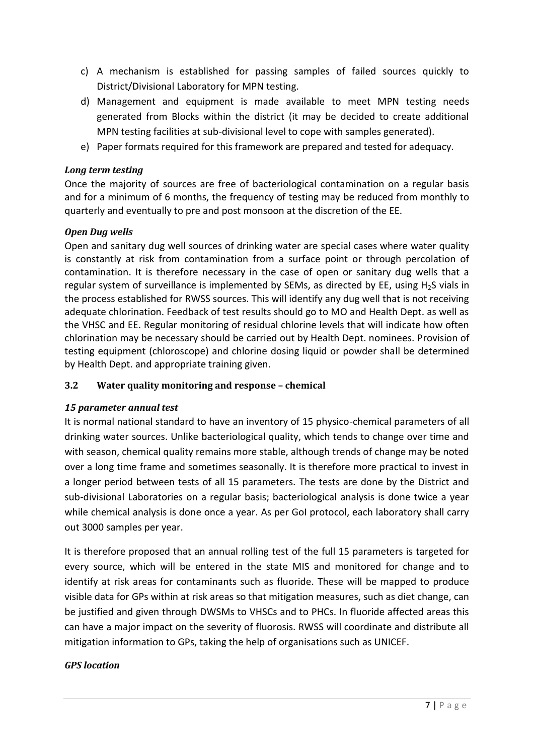c) A mechanism is established for passing samples of failed sources quickly to District/Divisional Laboratory for MPN testing.
d) Management and equipment is made available to meet MPN testing needs generated from Blocks within the district (it may be decided to create additional MPN testing facilities at sub-divisional level to cope with samples generated).
e) Paper formats required for this framework are prepared and tested for adequacy.

***Long term testing***

Once the majority of sources are free of bacteriological contamination on a regular basis and for a minimum of 6 months, the frequency of testing may be reduced from monthly to quarterly and eventually to pre and post monsoon at the discretion of the EE.

***Open Dug wells***

Open and sanitary dug well sources of drinking water are special cases where water quality is constantly at risk from contamination from a surface point or through percolation of contamination. It is therefore necessary in the case of open or sanitary dug wells that a regular system of surveillance is implemented by SEMs, as directed by EE, using $H_2S$ vials in the process established for RWSS sources. This will identify any dug well that is not receiving adequate chlorination. Feedback of test results should go to MO and Health Dept. as well as the VHSC and EE. Regular monitoring of residual chlorine levels that will indicate how often chlorination may be necessary should be carried out by Health Dept. nominees. Provision of testing equipment (chloroscope) and chlorine dosing liquid or powder shall be determined by Health Dept. and appropriate training given.

### 3.2 Water quality monitoring and response – chemical

***15 parameter annual test***

It is normal national standard to have an inventory of 15 physico-chemical parameters of all drinking water sources. Unlike bacteriological quality, which tends to change over time and with season, chemical quality remains more stable, although trends of change may be noted over a long time frame and sometimes seasonally. It is therefore more practical to invest in a longer period between tests of all 15 parameters. The tests are done by the District and sub-divisional Laboratories on a regular basis; bacteriological analysis is done twice a year while chemical analysis is done once a year. As per GoI protocol, each laboratory shall carry out 3000 samples per year.

It is therefore proposed that an annual rolling test of the full 15 parameters is targeted for every source, which will be entered in the state MIS and monitored for change and to identify at risk areas for contaminants such as fluoride. These will be mapped to produce visible data for GPs within at risk areas so that mitigation measures, such as diet change, can be justified and given through DWSMs to VHSCs and to PHCs. In fluoride affected areas this can have a major impact on the severity of fluorosis. RWSS will coordinate and distribute all mitigation information to GPs, taking the help of organisations such as UNICEF.

***GPS location***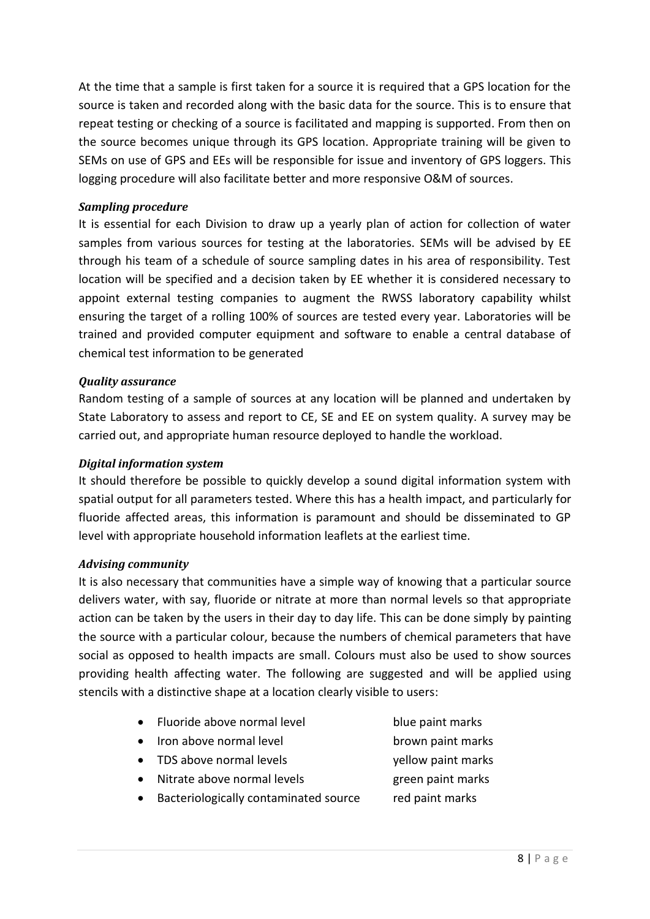At the time that a sample is first taken for a source it is required that a GPS location for the source is taken and recorded along with the basic data for the source. This is to ensure that repeat testing or checking of a source is facilitated and mapping is supported. From then on the source becomes unique through its GPS location. Appropriate training will be given to SEMs on use of GPS and EEs will be responsible for issue and inventory of GPS loggers. This logging procedure will also facilitate better and more responsive O&M of sources.

***Sampling procedure***

It is essential for each Division to draw up a yearly plan of action for collection of water samples from various sources for testing at the laboratories. SEMs will be advised by EE through his team of a schedule of source sampling dates in his area of responsibility. Test location will be specified and a decision taken by EE whether it is considered necessary to appoint external testing companies to augment the RWSS laboratory capability whilst ensuring the target of a rolling 100% of sources are tested every year. Laboratories will be trained and provided computer equipment and software to enable a central database of chemical test information to be generated

***Quality assurance***

Random testing of a sample of sources at any location will be planned and undertaken by State Laboratory to assess and report to CE, SE and EE on system quality. A survey may be carried out, and appropriate human resource deployed to handle the workload.

***Digital information system***

It should therefore be possible to quickly develop a sound digital information system with spatial output for all parameters tested. Where this has a health impact, and particularly for fluoride affected areas, this information is paramount and should be disseminated to GP level with appropriate household information leaflets at the earliest time.

***Advising community***

It is also necessary that communities have a simple way of knowing that a particular source delivers water, with say, fluoride or nitrate at more than normal levels so that appropriate action can be taken by the users in their day to day life. This can be done simply by painting the source with a particular colour, because the numbers of chemical parameters that have social as opposed to health impacts are small. Colours must also be used to show sources providing health affecting water. The following are suggested and will be applied using stencils with a distinctive shape at a location clearly visible to users:

- Fluoride above normal level — blue paint marks
- Iron above normal level — brown paint marks
- TDS above normal levels — yellow paint marks
- Nitrate above normal levels — green paint marks
- Bacteriologically contaminated source — red paint marks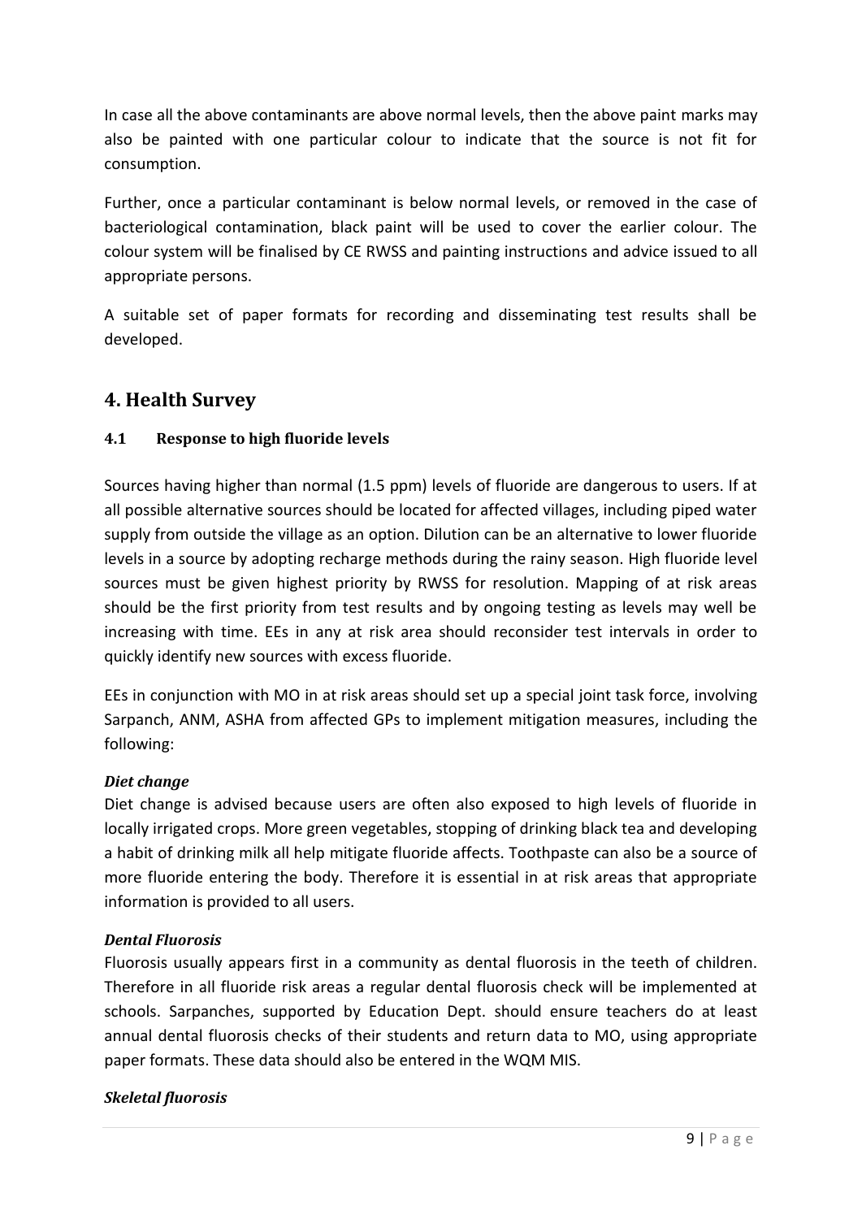In case all the above contaminants are above normal levels, then the above paint marks may also be painted with one particular colour to indicate that the source is not fit for consumption.

Further, once a particular contaminant is below normal levels, or removed in the case of bacteriological contamination, black paint will be used to cover the earlier colour. The colour system will be finalised by CE RWSS and painting instructions and advice issued to all appropriate persons.

A suitable set of paper formats for recording and disseminating test results shall be developed.

## 4. Health Survey

### 4.1 Response to high fluoride levels

Sources having higher than normal (1.5 ppm) levels of fluoride are dangerous to users. If at all possible alternative sources should be located for affected villages, including piped water supply from outside the village as an option. Dilution can be an alternative to lower fluoride levels in a source by adopting recharge methods during the rainy season. High fluoride level sources must be given highest priority by RWSS for resolution. Mapping of at risk areas should be the first priority from test results and by ongoing testing as levels may well be increasing with time. EEs in any at risk area should reconsider test intervals in order to quickly identify new sources with excess fluoride.

EEs in conjunction with MO in at risk areas should set up a special joint task force, involving Sarpanch, ANM, ASHA from affected GPs to implement mitigation measures, including the following:

***Diet change***

Diet change is advised because users are often also exposed to high levels of fluoride in locally irrigated crops. More green vegetables, stopping of drinking black tea and developing a habit of drinking milk all help mitigate fluoride affects. Toothpaste can also be a source of more fluoride entering the body. Therefore it is essential in at risk areas that appropriate information is provided to all users.

***Dental Fluorosis***

Fluorosis usually appears first in a community as dental fluorosis in the teeth of children. Therefore in all fluoride risk areas a regular dental fluorosis check will be implemented at schools. Sarpanches, supported by Education Dept. should ensure teachers do at least annual dental fluorosis checks of their students and return data to MO, using appropriate paper formats. These data should also be entered in the WQM MIS.

***Skeletal fluorosis***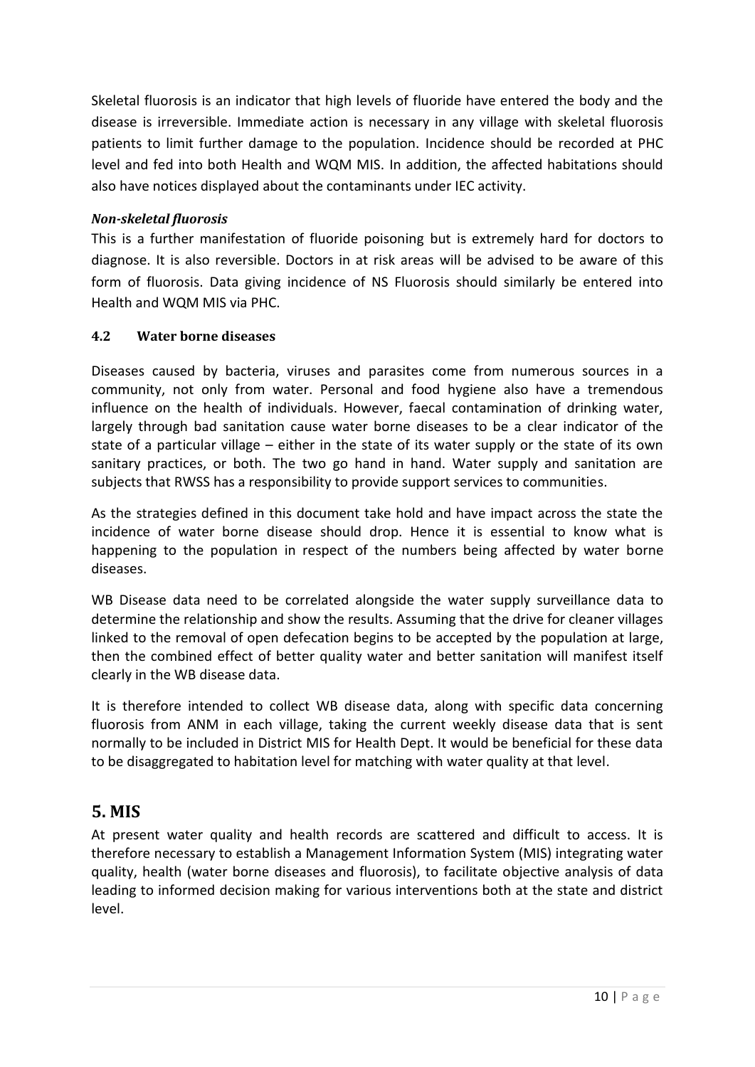Skeletal fluorosis is an indicator that high levels of fluoride have entered the body and the disease is irreversible. Immediate action is necessary in any village with skeletal fluorosis patients to limit further damage to the population. Incidence should be recorded at PHC level and fed into both Health and WQM MIS. In addition, the affected habitations should also have notices displayed about the contaminants under IEC activity.

***Non-skeletal fluorosis***

This is a further manifestation of fluoride poisoning but is extremely hard for doctors to diagnose. It is also reversible. Doctors in at risk areas will be advised to be aware of this form of fluorosis. Data giving incidence of NS Fluorosis should similarly be entered into Health and WQM MIS via PHC.

### 4.2 Water borne diseases

Diseases caused by bacteria, viruses and parasites come from numerous sources in a community, not only from water. Personal and food hygiene also have a tremendous influence on the health of individuals. However, faecal contamination of drinking water, largely through bad sanitation cause water borne diseases to be a clear indicator of the state of a particular village – either in the state of its water supply or the state of its own sanitary practices, or both. The two go hand in hand. Water supply and sanitation are subjects that RWSS has a responsibility to provide support services to communities.

As the strategies defined in this document take hold and have impact across the state the incidence of water borne disease should drop. Hence it is essential to know what is happening to the population in respect of the numbers being affected by water borne diseases.

WB Disease data need to be correlated alongside the water supply surveillance data to determine the relationship and show the results. Assuming that the drive for cleaner villages linked to the removal of open defecation begins to be accepted by the population at large, then the combined effect of better quality water and better sanitation will manifest itself clearly in the WB disease data.

It is therefore intended to collect WB disease data, along with specific data concerning fluorosis from ANM in each village, taking the current weekly disease data that is sent normally to be included in District MIS for Health Dept. It would be beneficial for these data to be disaggregated to habitation level for matching with water quality at that level.

## 5. MIS

At present water quality and health records are scattered and difficult to access. It is therefore necessary to establish a Management Information System (MIS) integrating water quality, health (water borne diseases and fluorosis), to facilitate objective analysis of data leading to informed decision making for various interventions both at the state and district level.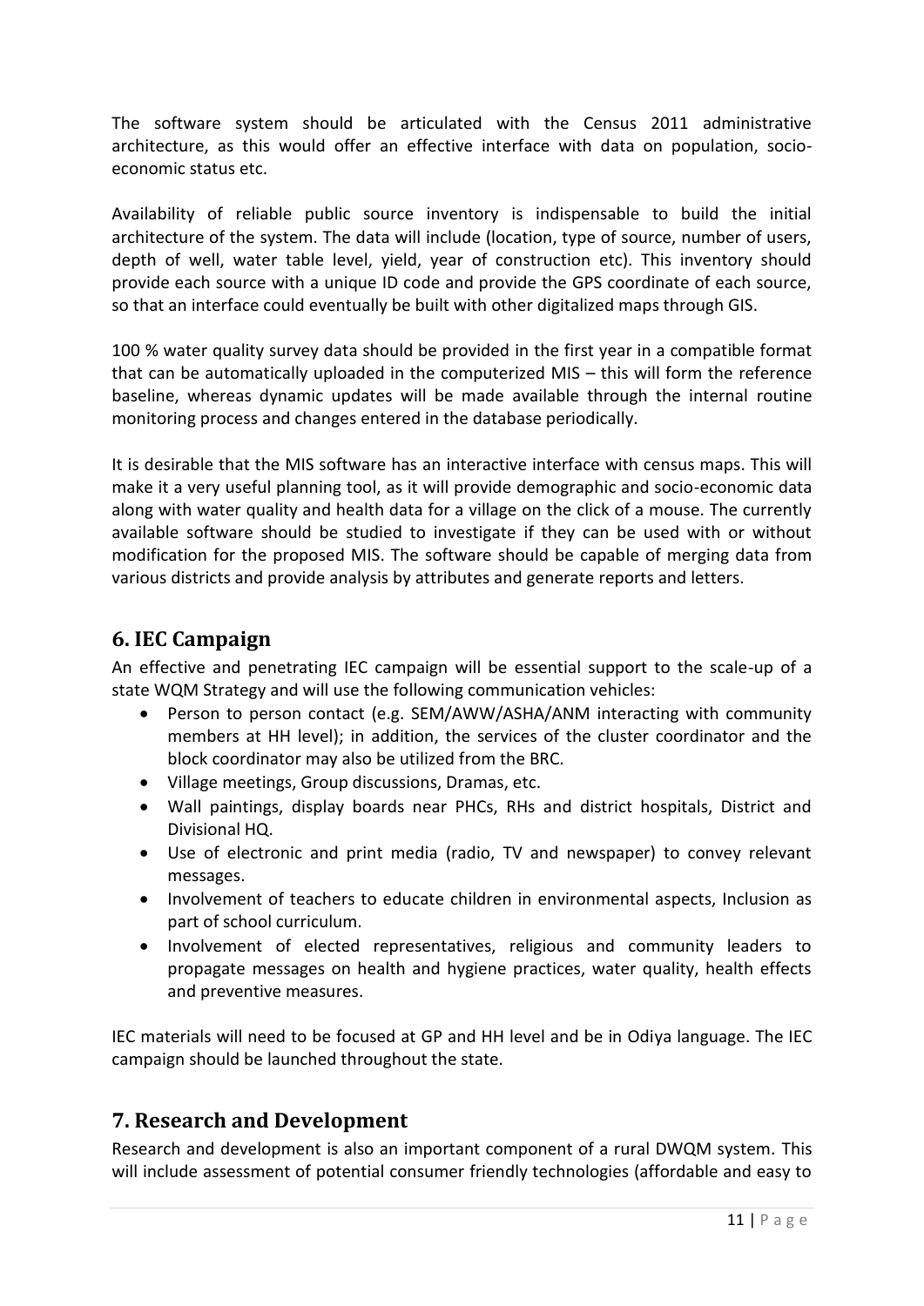The software system should be articulated with the Census 2011 administrative architecture, as this would offer an effective interface with data on population, socio-economic status etc.

Availability of reliable public source inventory is indispensable to build the initial architecture of the system. The data will include (location, type of source, number of users, depth of well, water table level, yield, year of construction etc). This inventory should provide each source with a unique ID code and provide the GPS coordinate of each source, so that an interface could eventually be built with other digitalized maps through GIS.

100 % water quality survey data should be provided in the first year in a compatible format that can be automatically uploaded in the computerized MIS – this will form the reference baseline, whereas dynamic updates will be made available through the internal routine monitoring process and changes entered in the database periodically.

It is desirable that the MIS software has an interactive interface with census maps. This will make it a very useful planning tool, as it will provide demographic and socio-economic data along with water quality and health data for a village on the click of a mouse. The currently available software should be studied to investigate if they can be used with or without modification for the proposed MIS. The software should be capable of merging data from various districts and provide analysis by attributes and generate reports and letters.

## 6. IEC Campaign

An effective and penetrating IEC campaign will be essential support to the scale-up of a state WQM Strategy and will use the following communication vehicles:

- Person to person contact (e.g. SEM/AWW/ASHA/ANM interacting with community members at HH level); in addition, the services of the cluster coordinator and the block coordinator may also be utilized from the BRC.
- Village meetings, Group discussions, Dramas, etc.
- Wall paintings, display boards near PHCs, RHs and district hospitals, District and Divisional HQ.
- Use of electronic and print media (radio, TV and newspaper) to convey relevant messages.
- Involvement of teachers to educate children in environmental aspects, Inclusion as part of school curriculum.
- Involvement of elected representatives, religious and community leaders to propagate messages on health and hygiene practices, water quality, health effects and preventive measures.

IEC materials will need to be focused at GP and HH level and be in Odiya language. The IEC campaign should be launched throughout the state.

## 7. Research and Development

Research and development is also an important component of a rural DWQM system. This will include assessment of potential consumer friendly technologies (affordable and easy to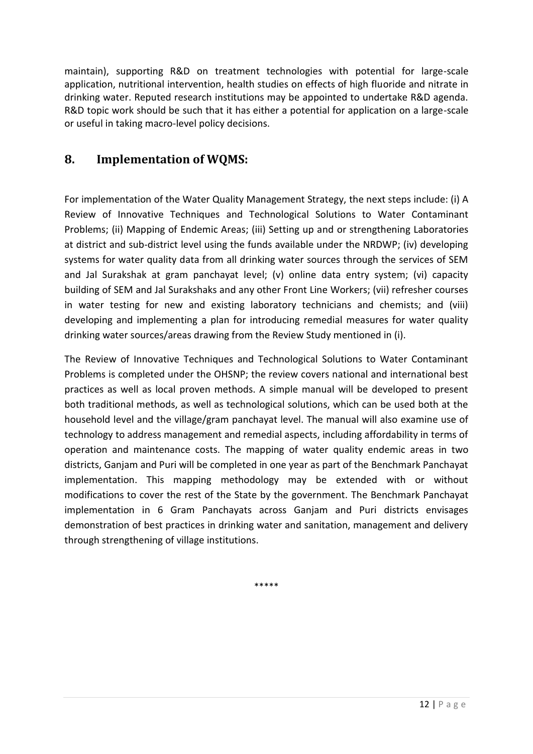maintain), supporting R&D on treatment technologies with potential for large-scale application, nutritional intervention, health studies on effects of high fluoride and nitrate in drinking water. Reputed research institutions may be appointed to undertake R&D agenda. R&D topic work should be such that it has either a potential for application on a large-scale or useful in taking macro-level policy decisions.

## 8. Implementation of WQMS:

For implementation of the Water Quality Management Strategy, the next steps include: (i) A Review of Innovative Techniques and Technological Solutions to Water Contaminant Problems; (ii) Mapping of Endemic Areas; (iii) Setting up and or strengthening Laboratories at district and sub-district level using the funds available under the NRDWP; (iv) developing systems for water quality data from all drinking water sources through the services of SEM and Jal Surakshak at gram panchayat level; (v) online data entry system; (vi) capacity building of SEM and Jal Surakshaks and any other Front Line Workers; (vii) refresher courses in water testing for new and existing laboratory technicians and chemists; and (viii) developing and implementing a plan for introducing remedial measures for water quality drinking water sources/areas drawing from the Review Study mentioned in (i).

The Review of Innovative Techniques and Technological Solutions to Water Contaminant Problems is completed under the OHSNP; the review covers national and international best practices as well as local proven methods. A simple manual will be developed to present both traditional methods, as well as technological solutions, which can be used both at the household level and the village/gram panchayat level. The manual will also examine use of technology to address management and remedial aspects, including affordability in terms of operation and maintenance costs. The mapping of water quality endemic areas in two districts, Ganjam and Puri will be completed in one year as part of the Benchmark Panchayat implementation. This mapping methodology may be extended with or without modifications to cover the rest of the State by the government. The Benchmark Panchayat implementation in 6 Gram Panchayats across Ganjam and Puri districts envisages demonstration of best practices in drinking water and sanitation, management and delivery through strengthening of village institutions.

*****